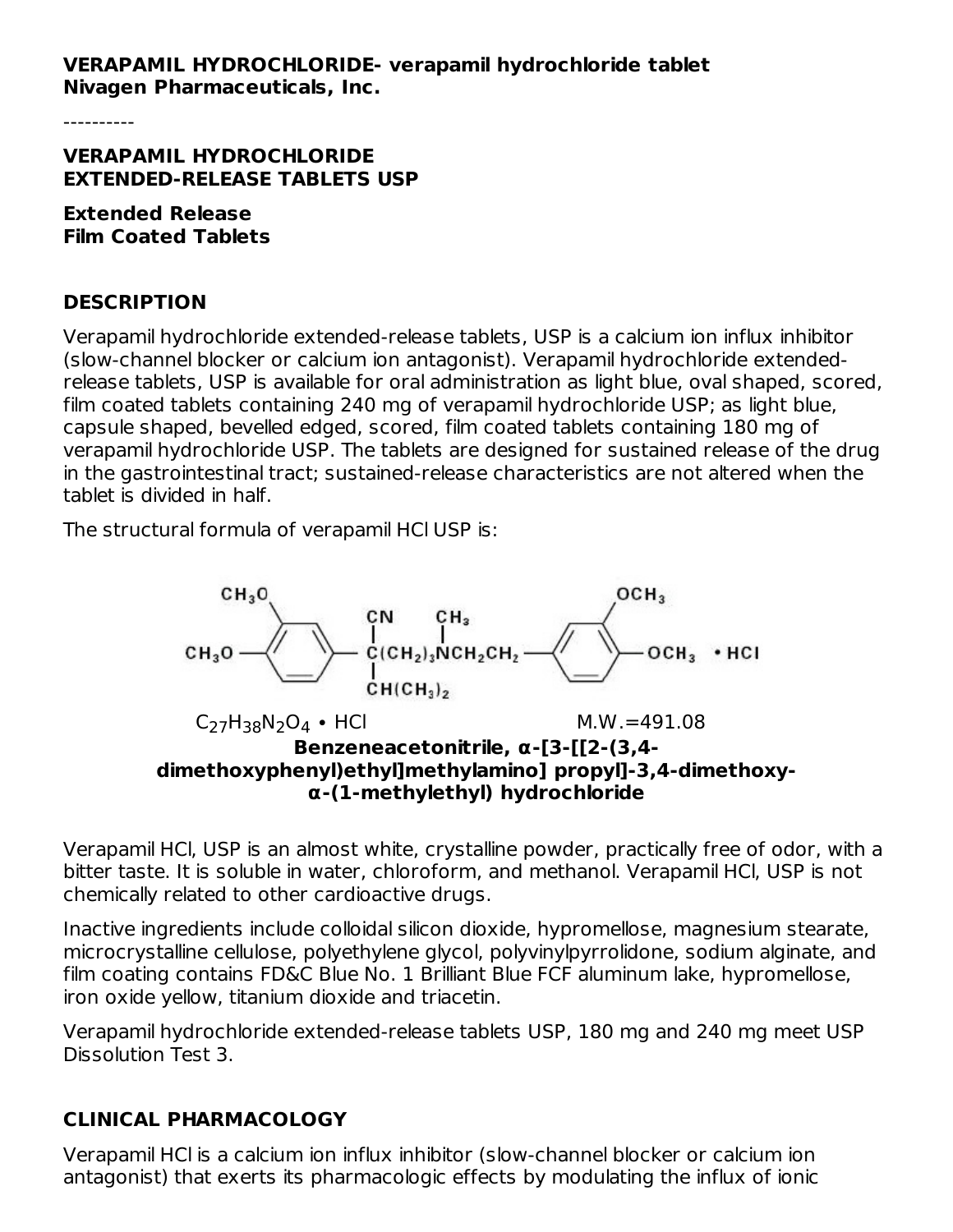**VERAPAMIL HYDROCHLORIDE- verapamil hydrochloride tablet**
**Nivagen Pharmaceuticals, Inc.**

----------

**VERAPAMIL HYDROCHLORIDE**
**EXTENDED-RELEASE TABLETS USP**

**Extended Release**
**Film Coated Tablets**

## DESCRIPTION

Verapamil hydrochloride extended-release tablets, USP is a calcium ion influx inhibitor (slow-channel blocker or calcium ion antagonist). Verapamil hydrochloride extended-release tablets, USP is available for oral administration as light blue, oval shaped, scored, film coated tablets containing 240 mg of verapamil hydrochloride USP; as light blue, capsule shaped, bevelled edged, scored, film coated tablets containing 180 mg of verapamil hydrochloride USP. The tablets are designed for sustained release of the drug in the gastrointestinal tract; sustained-release characteristics are not altered when the tablet is divided in half.

The structural formula of verapamil HCl USP is:

$C_{27}H_{38}N_2O_4$ • HCl M.W.=491.08

**Benzeneacetonitrile, α-[3-[[2-(3,4-dimethoxyphenyl)ethyl]methylamino] propyl]-3,4-dimethoxy-α-(1-methylethyl) hydrochloride**

Verapamil HCl, USP is an almost white, crystalline powder, practically free of odor, with a bitter taste. It is soluble in water, chloroform, and methanol. Verapamil HCl, USP is not chemically related to other cardioactive drugs.

Inactive ingredients include colloidal silicon dioxide, hypromellose, magnesium stearate, microcrystalline cellulose, polyethylene glycol, polyvinylpyrrolidone, sodium alginate, and film coating contains FD&C Blue No. 1 Brilliant Blue FCF aluminum lake, hypromellose, iron oxide yellow, titanium dioxide and triacetin.

Verapamil hydrochloride extended-release tablets USP, 180 mg and 240 mg meet USP Dissolution Test 3.

## CLINICAL PHARMACOLOGY

Verapamil HCl is a calcium ion influx inhibitor (slow-channel blocker or calcium ion antagonist) that exerts its pharmacologic effects by modulating the influx of ionic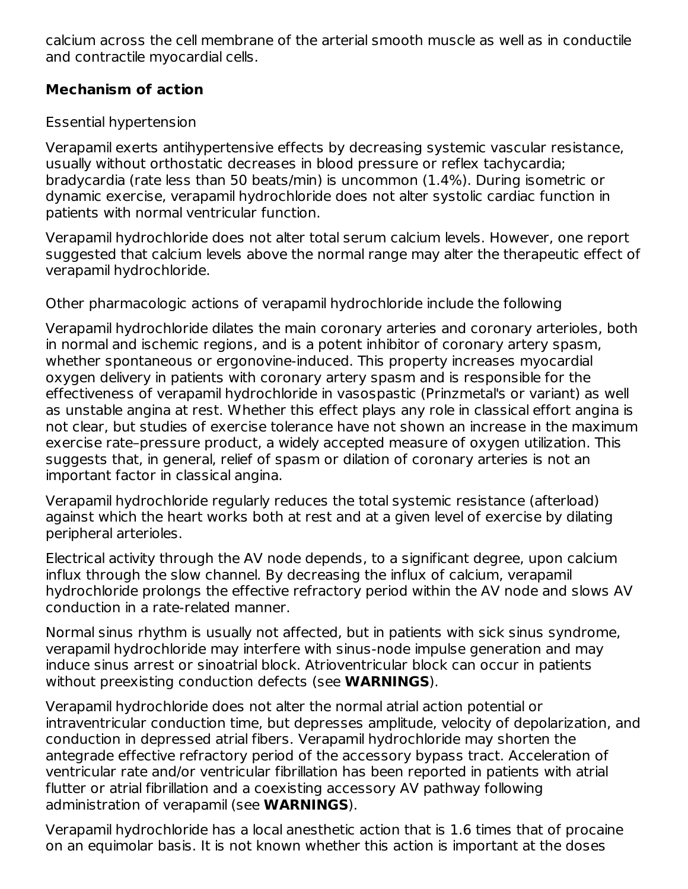calcium across the cell membrane of the arterial smooth muscle as well as in conductile and contractile myocardial cells.

**Mechanism of action**

Essential hypertension

Verapamil exerts antihypertensive effects by decreasing systemic vascular resistance, usually without orthostatic decreases in blood pressure or reflex tachycardia; bradycardia (rate less than 50 beats/min) is uncommon (1.4%). During isometric or dynamic exercise, verapamil hydrochloride does not alter systolic cardiac function in patients with normal ventricular function.

Verapamil hydrochloride does not alter total serum calcium levels. However, one report suggested that calcium levels above the normal range may alter the therapeutic effect of verapamil hydrochloride.

Other pharmacologic actions of verapamil hydrochloride include the following

Verapamil hydrochloride dilates the main coronary arteries and coronary arterioles, both in normal and ischemic regions, and is a potent inhibitor of coronary artery spasm, whether spontaneous or ergonovine-induced. This property increases myocardial oxygen delivery in patients with coronary artery spasm and is responsible for the effectiveness of verapamil hydrochloride in vasospastic (Prinzmetal's or variant) as well as unstable angina at rest. Whether this effect plays any role in classical effort angina is not clear, but studies of exercise tolerance have not shown an increase in the maximum exercise rate–pressure product, a widely accepted measure of oxygen utilization. This suggests that, in general, relief of spasm or dilation of coronary arteries is not an important factor in classical angina.

Verapamil hydrochloride regularly reduces the total systemic resistance (afterload) against which the heart works both at rest and at a given level of exercise by dilating peripheral arterioles.

Electrical activity through the AV node depends, to a significant degree, upon calcium influx through the slow channel. By decreasing the influx of calcium, verapamil hydrochloride prolongs the effective refractory period within the AV node and slows AV conduction in a rate-related manner.

Normal sinus rhythm is usually not affected, but in patients with sick sinus syndrome, verapamil hydrochloride may interfere with sinus-node impulse generation and may induce sinus arrest or sinoatrial block. Atrioventricular block can occur in patients without preexisting conduction defects (see **WARNINGS**).

Verapamil hydrochloride does not alter the normal atrial action potential or intraventricular conduction time, but depresses amplitude, velocity of depolarization, and conduction in depressed atrial fibers. Verapamil hydrochloride may shorten the antegrade effective refractory period of the accessory bypass tract. Acceleration of ventricular rate and/or ventricular fibrillation has been reported in patients with atrial flutter or atrial fibrillation and a coexisting accessory AV pathway following administration of verapamil (see **WARNINGS**).

Verapamil hydrochloride has a local anesthetic action that is 1.6 times that of procaine on an equimolar basis. It is not known whether this action is important at the doses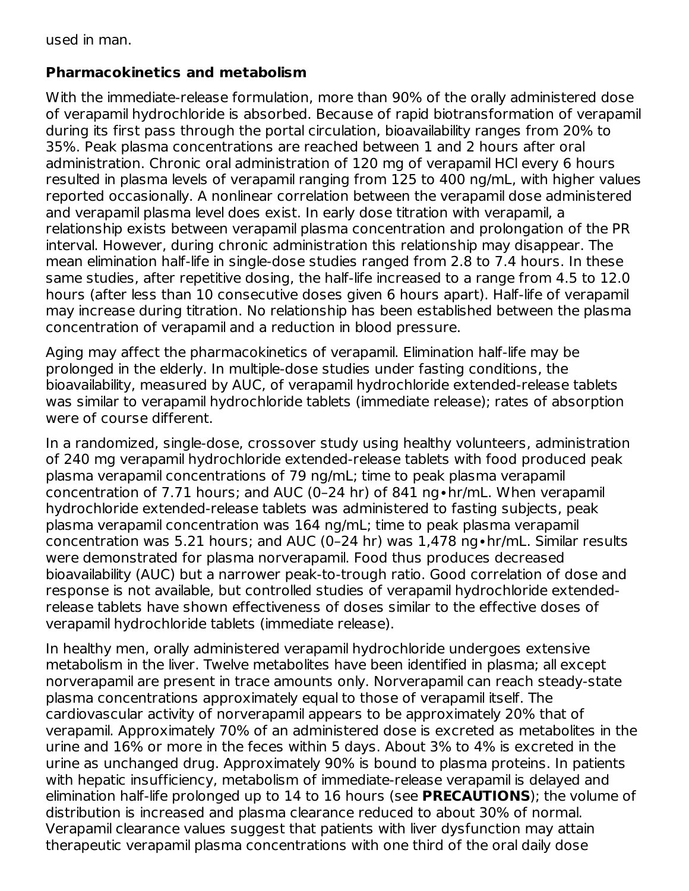used in man.

**Pharmacokinetics and metabolism**

With the immediate-release formulation, more than 90% of the orally administered dose of verapamil hydrochloride is absorbed. Because of rapid biotransformation of verapamil during its first pass through the portal circulation, bioavailability ranges from 20% to 35%. Peak plasma concentrations are reached between 1 and 2 hours after oral administration. Chronic oral administration of 120 mg of verapamil HCl every 6 hours resulted in plasma levels of verapamil ranging from 125 to 400 ng/mL, with higher values reported occasionally. A nonlinear correlation between the verapamil dose administered and verapamil plasma level does exist. In early dose titration with verapamil, a relationship exists between verapamil plasma concentration and prolongation of the PR interval. However, during chronic administration this relationship may disappear. The mean elimination half-life in single-dose studies ranged from 2.8 to 7.4 hours. In these same studies, after repetitive dosing, the half-life increased to a range from 4.5 to 12.0 hours (after less than 10 consecutive doses given 6 hours apart). Half-life of verapamil may increase during titration. No relationship has been established between the plasma concentration of verapamil and a reduction in blood pressure.

Aging may affect the pharmacokinetics of verapamil. Elimination half-life may be prolonged in the elderly. In multiple-dose studies under fasting conditions, the bioavailability, measured by AUC, of verapamil hydrochloride extended-release tablets was similar to verapamil hydrochloride tablets (immediate release); rates of absorption were of course different.

In a randomized, single-dose, crossover study using healthy volunteers, administration of 240 mg verapamil hydrochloride extended-release tablets with food produced peak plasma verapamil concentrations of 79 ng/mL; time to peak plasma verapamil concentration of 7.71 hours; and AUC (0–24 hr) of 841 ng•hr/mL. When verapamil hydrochloride extended-release tablets was administered to fasting subjects, peak plasma verapamil concentration was 164 ng/mL; time to peak plasma verapamil concentration was 5.21 hours; and AUC (0–24 hr) was 1,478 ng•hr/mL. Similar results were demonstrated for plasma norverapamil. Food thus produces decreased bioavailability (AUC) but a narrower peak-to-trough ratio. Good correlation of dose and response is not available, but controlled studies of verapamil hydrochloride extended-release tablets have shown effectiveness of doses similar to the effective doses of verapamil hydrochloride tablets (immediate release).

In healthy men, orally administered verapamil hydrochloride undergoes extensive metabolism in the liver. Twelve metabolites have been identified in plasma; all except norverapamil are present in trace amounts only. Norverapamil can reach steady-state plasma concentrations approximately equal to those of verapamil itself. The cardiovascular activity of norverapamil appears to be approximately 20% that of verapamil. Approximately 70% of an administered dose is excreted as metabolites in the urine and 16% or more in the feces within 5 days. About 3% to 4% is excreted in the urine as unchanged drug. Approximately 90% is bound to plasma proteins. In patients with hepatic insufficiency, metabolism of immediate-release verapamil is delayed and elimination half-life prolonged up to 14 to 16 hours (see **PRECAUTIONS**); the volume of distribution is increased and plasma clearance reduced to about 30% of normal. Verapamil clearance values suggest that patients with liver dysfunction may attain therapeutic verapamil plasma concentrations with one third of the oral daily dose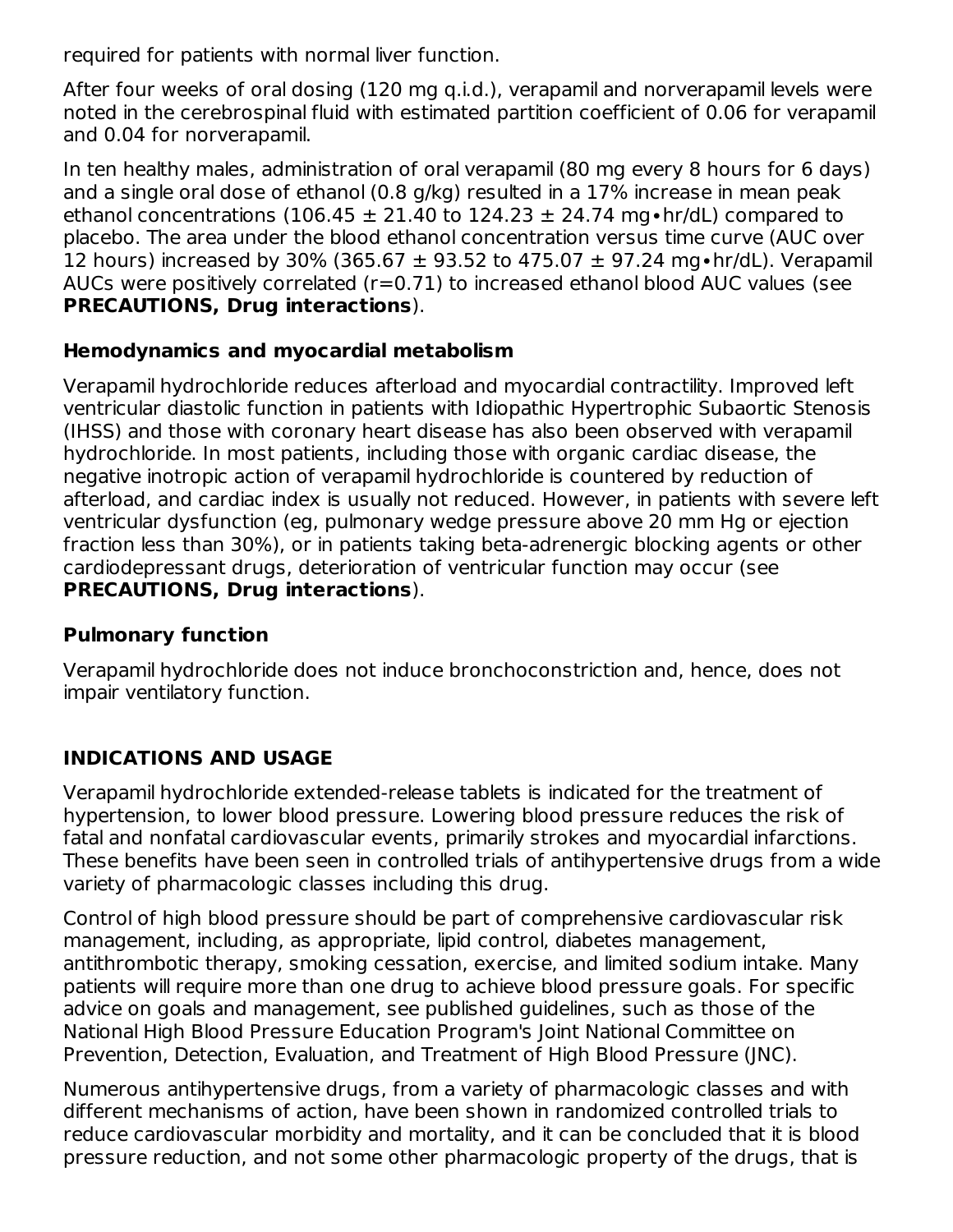required for patients with normal liver function.

After four weeks of oral dosing (120 mg q.i.d.), verapamil and norverapamil levels were noted in the cerebrospinal fluid with estimated partition coefficient of 0.06 for verapamil and 0.04 for norverapamil.

In ten healthy males, administration of oral verapamil (80 mg every 8 hours for 6 days) and a single oral dose of ethanol (0.8 g/kg) resulted in a 17% increase in mean peak ethanol concentrations (106.45 ± 21.40 to 124.23 ± 24.74 mg•hr/dL) compared to placebo. The area under the blood ethanol concentration versus time curve (AUC over 12 hours) increased by 30% (365.67 ± 93.52 to 475.07 ± 97.24 mg•hr/dL). Verapamil AUCs were positively correlated (r=0.71) to increased ethanol blood AUC values (see **PRECAUTIONS, Drug interactions**).

### Hemodynamics and myocardial metabolism

Verapamil hydrochloride reduces afterload and myocardial contractility. Improved left ventricular diastolic function in patients with Idiopathic Hypertrophic Subaortic Stenosis (IHSS) and those with coronary heart disease has also been observed with verapamil hydrochloride. In most patients, including those with organic cardiac disease, the negative inotropic action of verapamil hydrochloride is countered by reduction of afterload, and cardiac index is usually not reduced. However, in patients with severe left ventricular dysfunction (eg, pulmonary wedge pressure above 20 mm Hg or ejection fraction less than 30%), or in patients taking beta-adrenergic blocking agents or other cardiodepressant drugs, deterioration of ventricular function may occur (see **PRECAUTIONS, Drug interactions**).

### Pulmonary function

Verapamil hydrochloride does not induce bronchoconstriction and, hence, does not impair ventilatory function.

## INDICATIONS AND USAGE

Verapamil hydrochloride extended-release tablets is indicated for the treatment of hypertension, to lower blood pressure. Lowering blood pressure reduces the risk of fatal and nonfatal cardiovascular events, primarily strokes and myocardial infarctions. These benefits have been seen in controlled trials of antihypertensive drugs from a wide variety of pharmacologic classes including this drug.

Control of high blood pressure should be part of comprehensive cardiovascular risk management, including, as appropriate, lipid control, diabetes management, antithrombotic therapy, smoking cessation, exercise, and limited sodium intake. Many patients will require more than one drug to achieve blood pressure goals. For specific advice on goals and management, see published guidelines, such as those of the National High Blood Pressure Education Program's Joint National Committee on Prevention, Detection, Evaluation, and Treatment of High Blood Pressure (JNC).

Numerous antihypertensive drugs, from a variety of pharmacologic classes and with different mechanisms of action, have been shown in randomized controlled trials to reduce cardiovascular morbidity and mortality, and it can be concluded that it is blood pressure reduction, and not some other pharmacologic property of the drugs, that is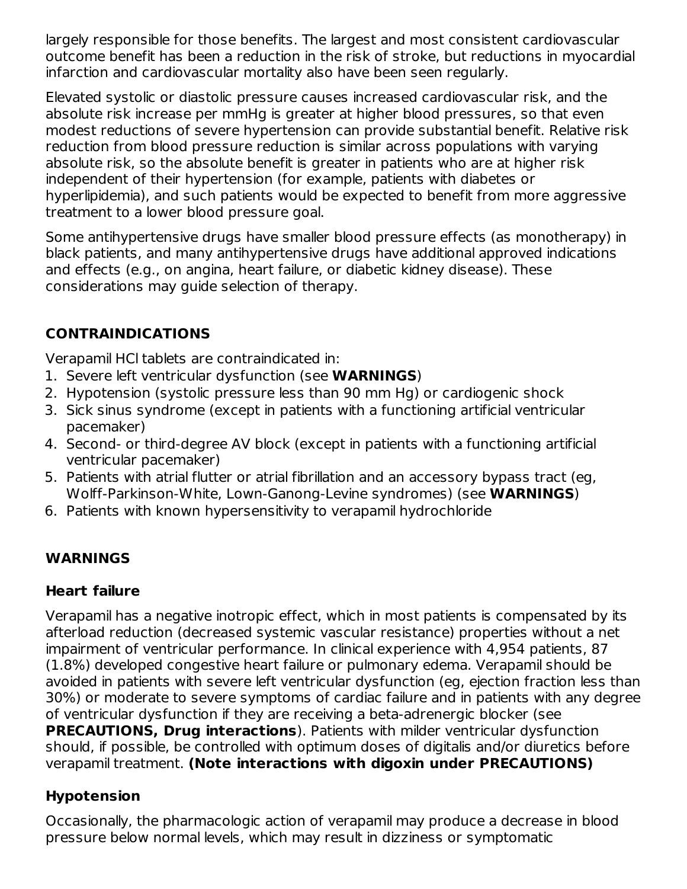largely responsible for those benefits. The largest and most consistent cardiovascular outcome benefit has been a reduction in the risk of stroke, but reductions in myocardial infarction and cardiovascular mortality also have been seen regularly.

Elevated systolic or diastolic pressure causes increased cardiovascular risk, and the absolute risk increase per mmHg is greater at higher blood pressures, so that even modest reductions of severe hypertension can provide substantial benefit. Relative risk reduction from blood pressure reduction is similar across populations with varying absolute risk, so the absolute benefit is greater in patients who are at higher risk independent of their hypertension (for example, patients with diabetes or hyperlipidemia), and such patients would be expected to benefit from more aggressive treatment to a lower blood pressure goal.

Some antihypertensive drugs have smaller blood pressure effects (as monotherapy) in black patients, and many antihypertensive drugs have additional approved indications and effects (e.g., on angina, heart failure, or diabetic kidney disease). These considerations may guide selection of therapy.

## CONTRAINDICATIONS

Verapamil HCl tablets are contraindicated in:

1. Severe left ventricular dysfunction (see **WARNINGS**)
2. Hypotension (systolic pressure less than 90 mm Hg) or cardiogenic shock
3. Sick sinus syndrome (except in patients with a functioning artificial ventricular pacemaker)
4. Second- or third-degree AV block (except in patients with a functioning artificial ventricular pacemaker)
5. Patients with atrial flutter or atrial fibrillation and an accessory bypass tract (eg, Wolff-Parkinson-White, Lown-Ganong-Levine syndromes) (see **WARNINGS**)
6. Patients with known hypersensitivity to verapamil hydrochloride

## WARNINGS

### Heart failure

Verapamil has a negative inotropic effect, which in most patients is compensated by its afterload reduction (decreased systemic vascular resistance) properties without a net impairment of ventricular performance. In clinical experience with 4,954 patients, 87 (1.8%) developed congestive heart failure or pulmonary edema. Verapamil should be avoided in patients with severe left ventricular dysfunction (eg, ejection fraction less than 30%) or moderate to severe symptoms of cardiac failure and in patients with any degree of ventricular dysfunction if they are receiving a beta-adrenergic blocker (see **PRECAUTIONS, Drug interactions**). Patients with milder ventricular dysfunction should, if possible, be controlled with optimum doses of digitalis and/or diuretics before verapamil treatment. **(Note interactions with digoxin under PRECAUTIONS)**

### Hypotension

Occasionally, the pharmacologic action of verapamil may produce a decrease in blood pressure below normal levels, which may result in dizziness or symptomatic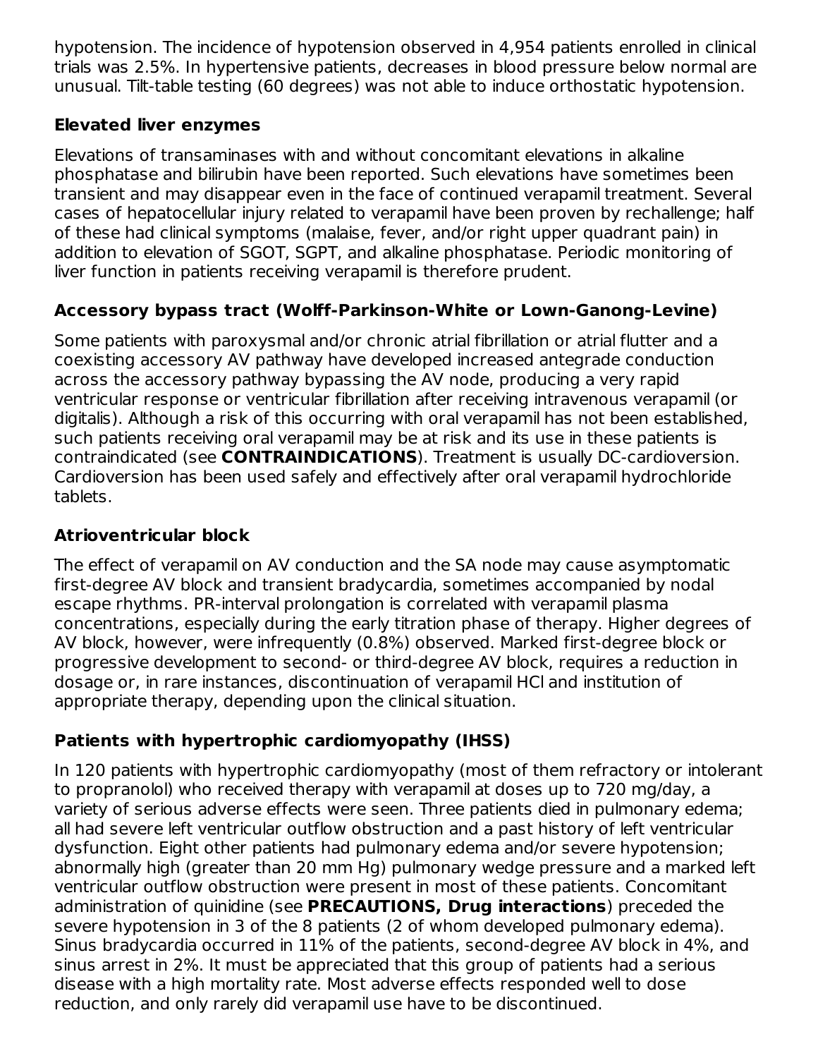hypotension. The incidence of hypotension observed in 4,954 patients enrolled in clinical trials was 2.5%. In hypertensive patients, decreases in blood pressure below normal are unusual. Tilt-table testing (60 degrees) was not able to induce orthostatic hypotension.

### Elevated liver enzymes

Elevations of transaminases with and without concomitant elevations in alkaline phosphatase and bilirubin have been reported. Such elevations have sometimes been transient and may disappear even in the face of continued verapamil treatment. Several cases of hepatocellular injury related to verapamil have been proven by rechallenge; half of these had clinical symptoms (malaise, fever, and/or right upper quadrant pain) in addition to elevation of SGOT, SGPT, and alkaline phosphatase. Periodic monitoring of liver function in patients receiving verapamil is therefore prudent.

### Accessory bypass tract (Wolff-Parkinson-White or Lown-Ganong-Levine)

Some patients with paroxysmal and/or chronic atrial fibrillation or atrial flutter and a coexisting accessory AV pathway have developed increased antegrade conduction across the accessory pathway bypassing the AV node, producing a very rapid ventricular response or ventricular fibrillation after receiving intravenous verapamil (or digitalis). Although a risk of this occurring with oral verapamil has not been established, such patients receiving oral verapamil may be at risk and its use in these patients is contraindicated (see **CONTRAINDICATIONS**). Treatment is usually DC-cardioversion. Cardioversion has been used safely and effectively after oral verapamil hydrochloride tablets.

### Atrioventricular block

The effect of verapamil on AV conduction and the SA node may cause asymptomatic first-degree AV block and transient bradycardia, sometimes accompanied by nodal escape rhythms. PR-interval prolongation is correlated with verapamil plasma concentrations, especially during the early titration phase of therapy. Higher degrees of AV block, however, were infrequently (0.8%) observed. Marked first-degree block or progressive development to second- or third-degree AV block, requires a reduction in dosage or, in rare instances, discontinuation of verapamil HCl and institution of appropriate therapy, depending upon the clinical situation.

### Patients with hypertrophic cardiomyopathy (IHSS)

In 120 patients with hypertrophic cardiomyopathy (most of them refractory or intolerant to propranolol) who received therapy with verapamil at doses up to 720 mg/day, a variety of serious adverse effects were seen. Three patients died in pulmonary edema; all had severe left ventricular outflow obstruction and a past history of left ventricular dysfunction. Eight other patients had pulmonary edema and/or severe hypotension; abnormally high (greater than 20 mm Hg) pulmonary wedge pressure and a marked left ventricular outflow obstruction were present in most of these patients. Concomitant administration of quinidine (see **PRECAUTIONS, Drug interactions**) preceded the severe hypotension in 3 of the 8 patients (2 of whom developed pulmonary edema). Sinus bradycardia occurred in 11% of the patients, second-degree AV block in 4%, and sinus arrest in 2%. It must be appreciated that this group of patients had a serious disease with a high mortality rate. Most adverse effects responded well to dose reduction, and only rarely did verapamil use have to be discontinued.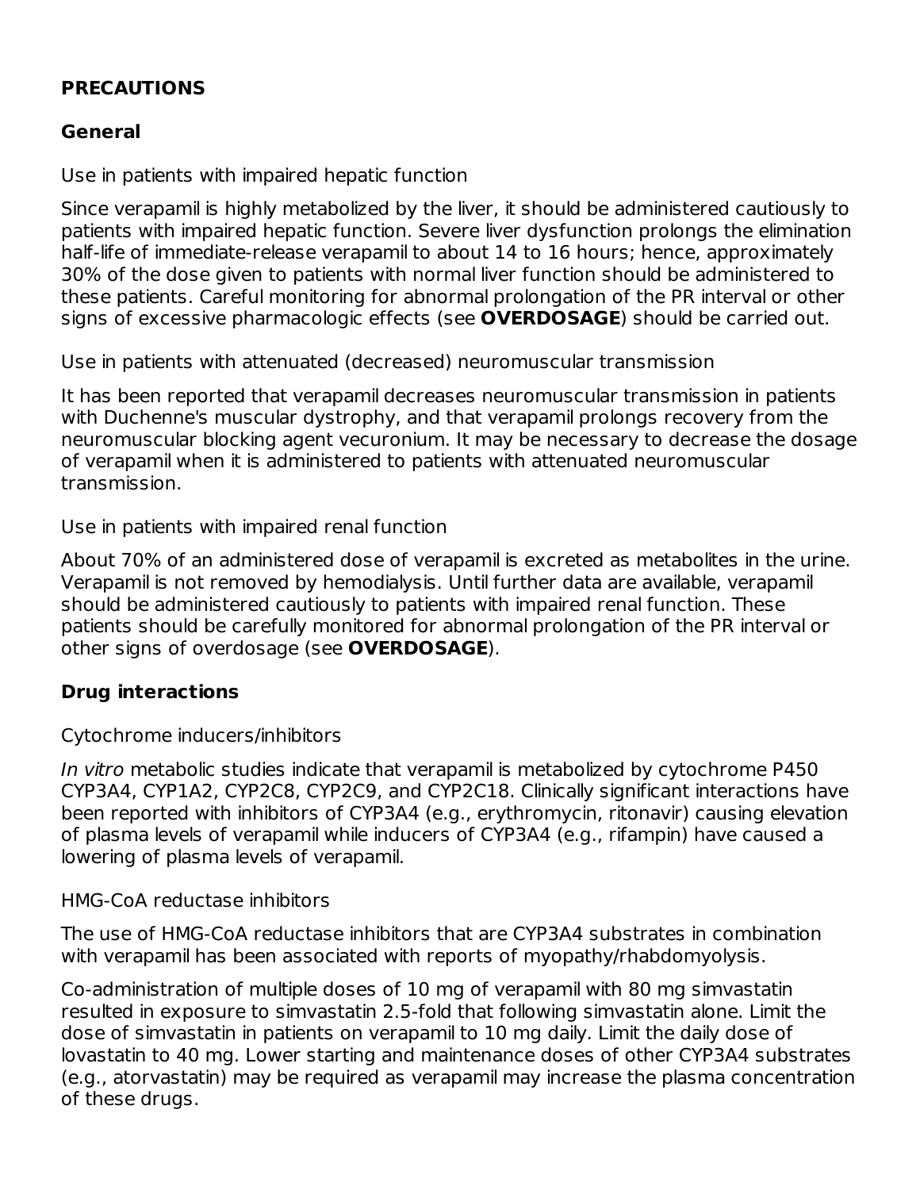## PRECAUTIONS

### General

Use in patients with impaired hepatic function

Since verapamil is highly metabolized by the liver, it should be administered cautiously to patients with impaired hepatic function. Severe liver dysfunction prolongs the elimination half-life of immediate-release verapamil to about 14 to 16 hours; hence, approximately 30% of the dose given to patients with normal liver function should be administered to these patients. Careful monitoring for abnormal prolongation of the PR interval or other signs of excessive pharmacologic effects (see **OVERDOSAGE**) should be carried out.

Use in patients with attenuated (decreased) neuromuscular transmission

It has been reported that verapamil decreases neuromuscular transmission in patients with Duchenne's muscular dystrophy, and that verapamil prolongs recovery from the neuromuscular blocking agent vecuronium. It may be necessary to decrease the dosage of verapamil when it is administered to patients with attenuated neuromuscular transmission.

Use in patients with impaired renal function

About 70% of an administered dose of verapamil is excreted as metabolites in the urine. Verapamil is not removed by hemodialysis. Until further data are available, verapamil should be administered cautiously to patients with impaired renal function. These patients should be carefully monitored for abnormal prolongation of the PR interval or other signs of overdosage (see **OVERDOSAGE**).

### Drug interactions

Cytochrome inducers/inhibitors

*In vitro* metabolic studies indicate that verapamil is metabolized by cytochrome P450 CYP3A4, CYP1A2, CYP2C8, CYP2C9, and CYP2C18. Clinically significant interactions have been reported with inhibitors of CYP3A4 (e.g., erythromycin, ritonavir) causing elevation of plasma levels of verapamil while inducers of CYP3A4 (e.g., rifampin) have caused a lowering of plasma levels of verapamil.

HMG-CoA reductase inhibitors

The use of HMG-CoA reductase inhibitors that are CYP3A4 substrates in combination with verapamil has been associated with reports of myopathy/rhabdomyolysis.

Co-administration of multiple doses of 10 mg of verapamil with 80 mg simvastatin resulted in exposure to simvastatin 2.5-fold that following simvastatin alone. Limit the dose of simvastatin in patients on verapamil to 10 mg daily. Limit the daily dose of lovastatin to 40 mg. Lower starting and maintenance doses of other CYP3A4 substrates (e.g., atorvastatin) may be required as verapamil may increase the plasma concentration of these drugs.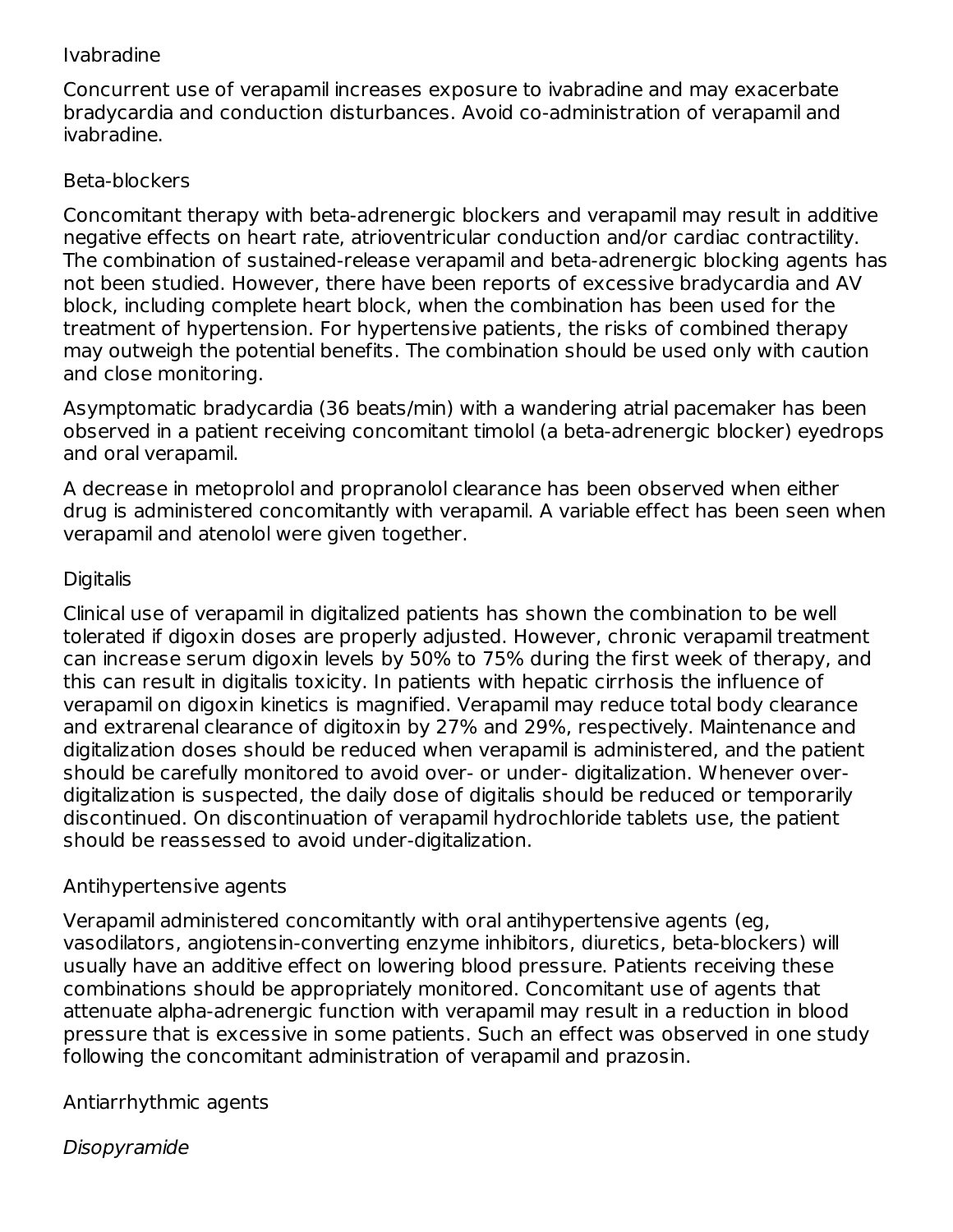### Ivabradine

Concurrent use of verapamil increases exposure to ivabradine and may exacerbate bradycardia and conduction disturbances. Avoid co-administration of verapamil and ivabradine.

### Beta-blockers

Concomitant therapy with beta-adrenergic blockers and verapamil may result in additive negative effects on heart rate, atrioventricular conduction and/or cardiac contractility. The combination of sustained-release verapamil and beta-adrenergic blocking agents has not been studied. However, there have been reports of excessive bradycardia and AV block, including complete heart block, when the combination has been used for the treatment of hypertension. For hypertensive patients, the risks of combined therapy may outweigh the potential benefits. The combination should be used only with caution and close monitoring.

Asymptomatic bradycardia (36 beats/min) with a wandering atrial pacemaker has been observed in a patient receiving concomitant timolol (a beta-adrenergic blocker) eyedrops and oral verapamil.

A decrease in metoprolol and propranolol clearance has been observed when either drug is administered concomitantly with verapamil. A variable effect has been seen when verapamil and atenolol were given together.

### Digitalis

Clinical use of verapamil in digitalized patients has shown the combination to be well tolerated if digoxin doses are properly adjusted. However, chronic verapamil treatment can increase serum digoxin levels by 50% to 75% during the first week of therapy, and this can result in digitalis toxicity. In patients with hepatic cirrhosis the influence of verapamil on digoxin kinetics is magnified. Verapamil may reduce total body clearance and extrarenal clearance of digitoxin by 27% and 29%, respectively. Maintenance and digitalization doses should be reduced when verapamil is administered, and the patient should be carefully monitored to avoid over- or under- digitalization. Whenever over-digitalization is suspected, the daily dose of digitalis should be reduced or temporarily discontinued. On discontinuation of verapamil hydrochloride tablets use, the patient should be reassessed to avoid under-digitalization.

### Antihypertensive agents

Verapamil administered concomitantly with oral antihypertensive agents (eg, vasodilators, angiotensin-converting enzyme inhibitors, diuretics, beta-blockers) will usually have an additive effect on lowering blood pressure. Patients receiving these combinations should be appropriately monitored. Concomitant use of agents that attenuate alpha-adrenergic function with verapamil may result in a reduction in blood pressure that is excessive in some patients. Such an effect was observed in one study following the concomitant administration of verapamil and prazosin.

### Antiarrhythmic agents

*Disopyramide*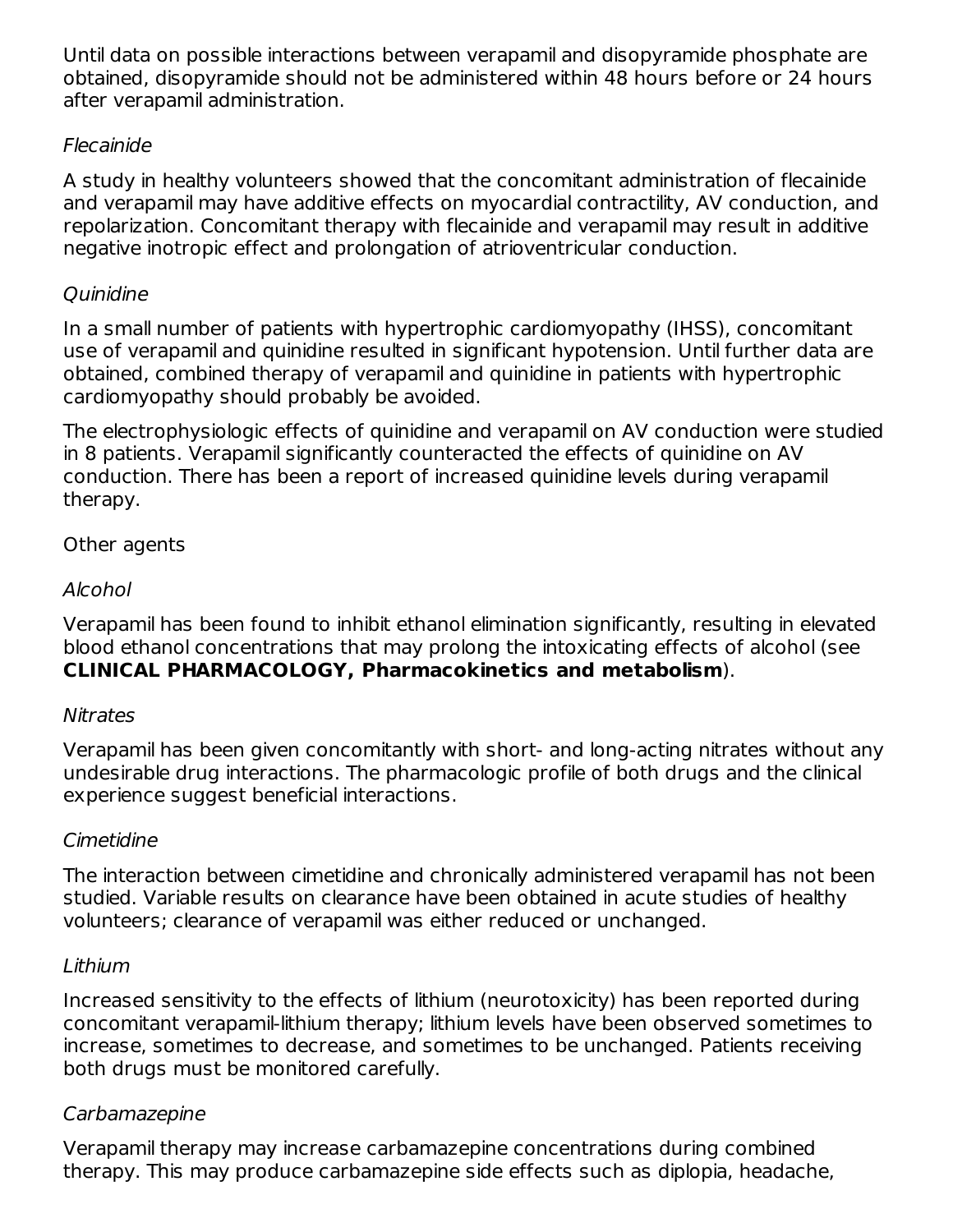Until data on possible interactions between verapamil and disopyramide phosphate are obtained, disopyramide should not be administered within 48 hours before or 24 hours after verapamil administration.

*Flecainide*

A study in healthy volunteers showed that the concomitant administration of flecainide and verapamil may have additive effects on myocardial contractility, AV conduction, and repolarization. Concomitant therapy with flecainide and verapamil may result in additive negative inotropic effect and prolongation of atrioventricular conduction.

*Quinidine*

In a small number of patients with hypertrophic cardiomyopathy (IHSS), concomitant use of verapamil and quinidine resulted in significant hypotension. Until further data are obtained, combined therapy of verapamil and quinidine in patients with hypertrophic cardiomyopathy should probably be avoided.

The electrophysiologic effects of quinidine and verapamil on AV conduction were studied in 8 patients. Verapamil significantly counteracted the effects of quinidine on AV conduction. There has been a report of increased quinidine levels during verapamil therapy.

Other agents

*Alcohol*

Verapamil has been found to inhibit ethanol elimination significantly, resulting in elevated blood ethanol concentrations that may prolong the intoxicating effects of alcohol (see **CLINICAL PHARMACOLOGY, Pharmacokinetics and metabolism**).

*Nitrates*

Verapamil has been given concomitantly with short- and long-acting nitrates without any undesirable drug interactions. The pharmacologic profile of both drugs and the clinical experience suggest beneficial interactions.

*Cimetidine*

The interaction between cimetidine and chronically administered verapamil has not been studied. Variable results on clearance have been obtained in acute studies of healthy volunteers; clearance of verapamil was either reduced or unchanged.

*Lithium*

Increased sensitivity to the effects of lithium (neurotoxicity) has been reported during concomitant verapamil-lithium therapy; lithium levels have been observed sometimes to increase, sometimes to decrease, and sometimes to be unchanged. Patients receiving both drugs must be monitored carefully.

*Carbamazepine*

Verapamil therapy may increase carbamazepine concentrations during combined therapy. This may produce carbamazepine side effects such as diplopia, headache,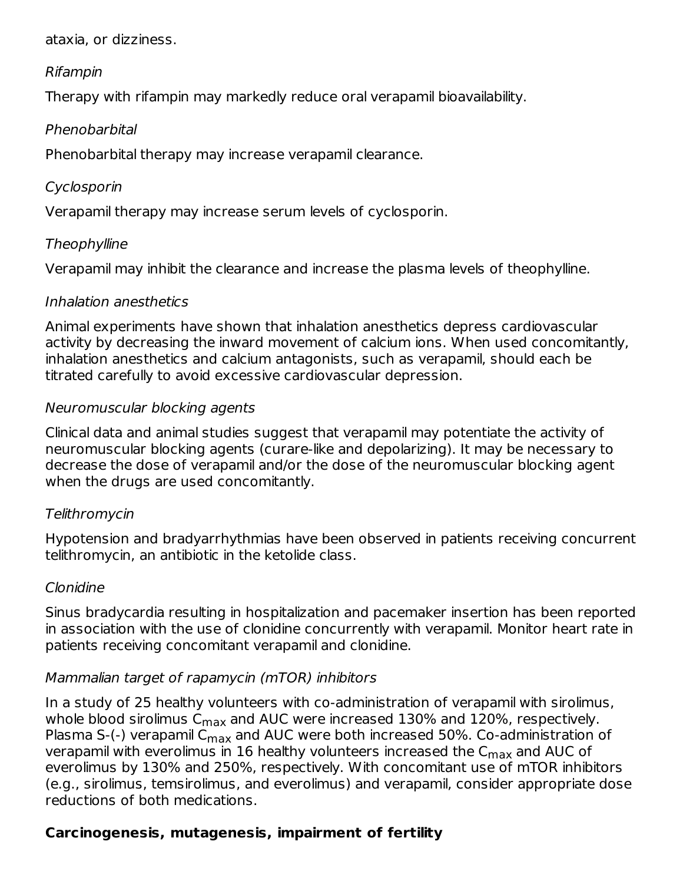ataxia, or dizziness.

*Rifampin*

Therapy with rifampin may markedly reduce oral verapamil bioavailability.

*Phenobarbital*

Phenobarbital therapy may increase verapamil clearance.

*Cyclosporin*

Verapamil therapy may increase serum levels of cyclosporin.

*Theophylline*

Verapamil may inhibit the clearance and increase the plasma levels of theophylline.

*Inhalation anesthetics*

Animal experiments have shown that inhalation anesthetics depress cardiovascular activity by decreasing the inward movement of calcium ions. When used concomitantly, inhalation anesthetics and calcium antagonists, such as verapamil, should each be titrated carefully to avoid excessive cardiovascular depression.

*Neuromuscular blocking agents*

Clinical data and animal studies suggest that verapamil may potentiate the activity of neuromuscular blocking agents (curare-like and depolarizing). It may be necessary to decrease the dose of verapamil and/or the dose of the neuromuscular blocking agent when the drugs are used concomitantly.

*Telithromycin*

Hypotension and bradyarrhythmias have been observed in patients receiving concurrent telithromycin, an antibiotic in the ketolide class.

*Clonidine*

Sinus bradycardia resulting in hospitalization and pacemaker insertion has been reported in association with the use of clonidine concurrently with verapamil. Monitor heart rate in patients receiving concomitant verapamil and clonidine.

*Mammalian target of rapamycin (mTOR) inhibitors*

In a study of 25 healthy volunteers with co-administration of verapamil with sirolimus, whole blood sirolimus $C_{max}$ and AUC were increased 130% and 120%, respectively. Plasma S-(-) verapamil $C_{max}$ and AUC were both increased 50%. Co-administration of verapamil with everolimus in 16 healthy volunteers increased the $C_{max}$ and AUC of everolimus by 130% and 250%, respectively. With concomitant use of mTOR inhibitors (e.g., sirolimus, temsirolimus, and everolimus) and verapamil, consider appropriate dose reductions of both medications.

**Carcinogenesis, mutagenesis, impairment of fertility**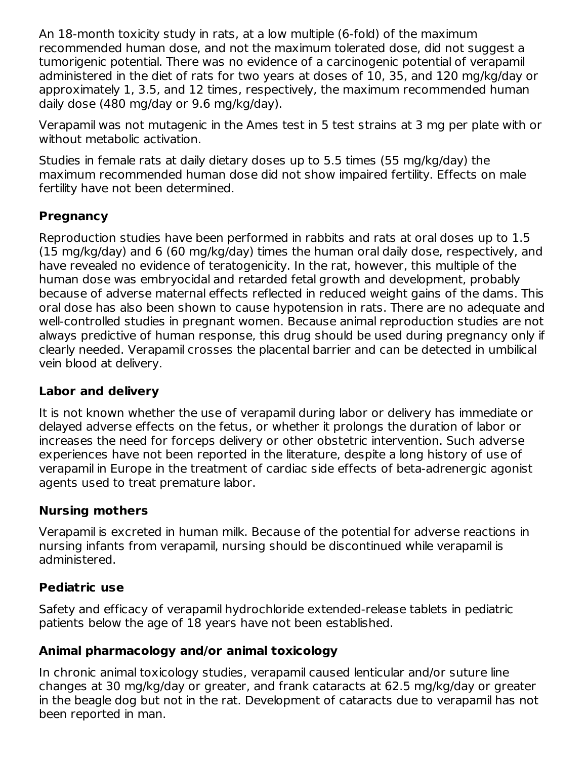An 18-month toxicity study in rats, at a low multiple (6-fold) of the maximum recommended human dose, and not the maximum tolerated dose, did not suggest a tumorigenic potential. There was no evidence of a carcinogenic potential of verapamil administered in the diet of rats for two years at doses of 10, 35, and 120 mg/kg/day or approximately 1, 3.5, and 12 times, respectively, the maximum recommended human daily dose (480 mg/day or 9.6 mg/kg/day).

Verapamil was not mutagenic in the Ames test in 5 test strains at 3 mg per plate with or without metabolic activation.

Studies in female rats at daily dietary doses up to 5.5 times (55 mg/kg/day) the maximum recommended human dose did not show impaired fertility. Effects on male fertility have not been determined.

## Pregnancy

Reproduction studies have been performed in rabbits and rats at oral doses up to 1.5 (15 mg/kg/day) and 6 (60 mg/kg/day) times the human oral daily dose, respectively, and have revealed no evidence of teratogenicity. In the rat, however, this multiple of the human dose was embryocidal and retarded fetal growth and development, probably because of adverse maternal effects reflected in reduced weight gains of the dams. This oral dose has also been shown to cause hypotension in rats. There are no adequate and well-controlled studies in pregnant women. Because animal reproduction studies are not always predictive of human response, this drug should be used during pregnancy only if clearly needed. Verapamil crosses the placental barrier and can be detected in umbilical vein blood at delivery.

## Labor and delivery

It is not known whether the use of verapamil during labor or delivery has immediate or delayed adverse effects on the fetus, or whether it prolongs the duration of labor or increases the need for forceps delivery or other obstetric intervention. Such adverse experiences have not been reported in the literature, despite a long history of use of verapamil in Europe in the treatment of cardiac side effects of beta-adrenergic agonist agents used to treat premature labor.

## Nursing mothers

Verapamil is excreted in human milk. Because of the potential for adverse reactions in nursing infants from verapamil, nursing should be discontinued while verapamil is administered.

## Pediatric use

Safety and efficacy of verapamil hydrochloride extended-release tablets in pediatric patients below the age of 18 years have not been established.

## Animal pharmacology and/or animal toxicology

In chronic animal toxicology studies, verapamil caused lenticular and/or suture line changes at 30 mg/kg/day or greater, and frank cataracts at 62.5 mg/kg/day or greater in the beagle dog but not in the rat. Development of cataracts due to verapamil has not been reported in man.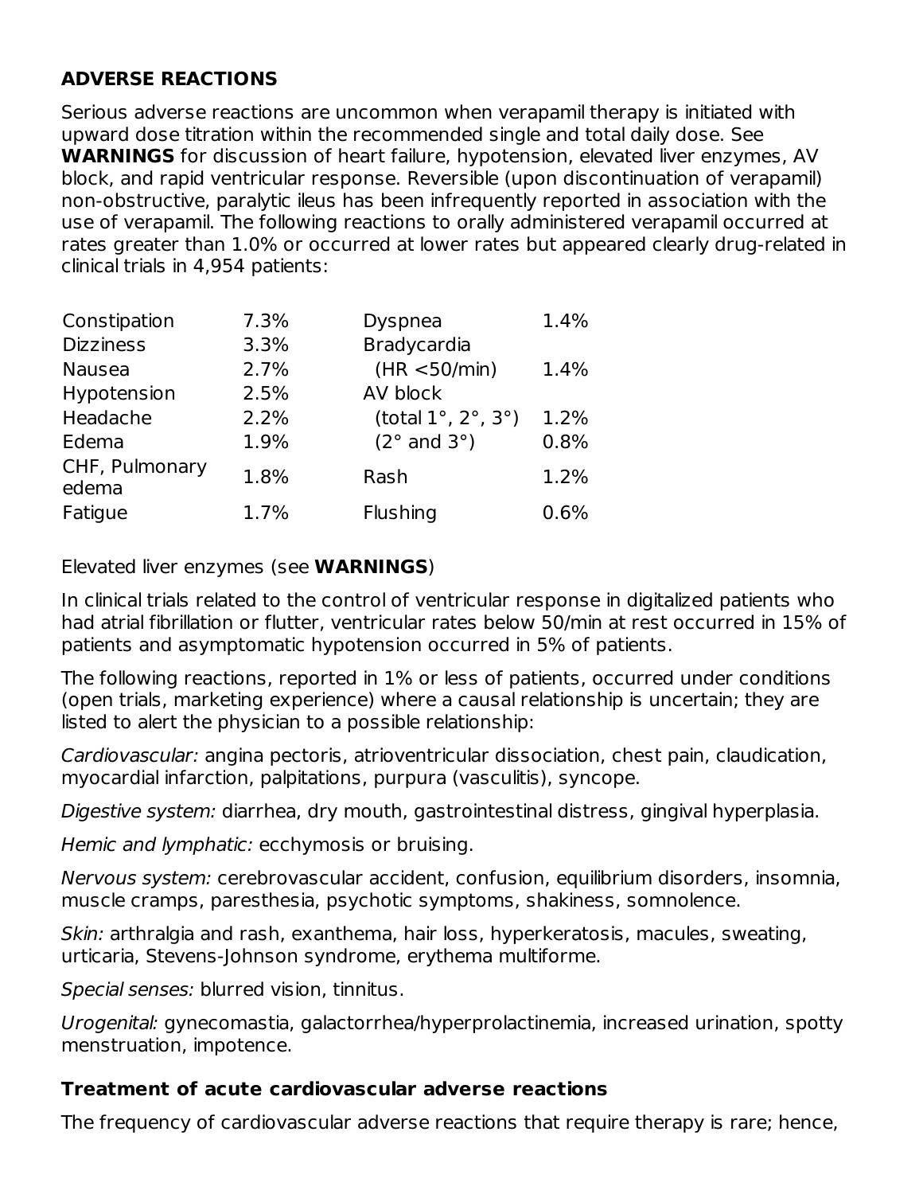## ADVERSE REACTIONS

Serious adverse reactions are uncommon when verapamil therapy is initiated with upward dose titration within the recommended single and total daily dose. See **WARNINGS** for discussion of heart failure, hypotension, elevated liver enzymes, AV block, and rapid ventricular response. Reversible (upon discontinuation of verapamil) non-obstructive, paralytic ileus has been infrequently reported in association with the use of verapamil. The following reactions to orally administered verapamil occurred at rates greater than 1.0% or occurred at lower rates but appeared clearly drug-related in clinical trials in 4,954 patients:

| | | | |
|---|---|---|---|
| Constipation | 7.3% | Dyspnea | 1.4% |
| Dizziness | 3.3% | Bradycardia | |
| Nausea | 2.7% | (HR <50/min) | 1.4% |
| Hypotension | 2.5% | AV block | |
| Headache | 2.2% | (total 1°, 2°, 3°) | 1.2% |
| Edema | 1.9% | (2° and 3°) | 0.8% |
| CHF, Pulmonary edema | 1.8% | Rash | 1.2% |
| Fatigue | 1.7% | Flushing | 0.6% |

Elevated liver enzymes (see **WARNINGS**)

In clinical trials related to the control of ventricular response in digitalized patients who had atrial fibrillation or flutter, ventricular rates below 50/min at rest occurred in 15% of patients and asymptomatic hypotension occurred in 5% of patients.

The following reactions, reported in 1% or less of patients, occurred under conditions (open trials, marketing experience) where a causal relationship is uncertain; they are listed to alert the physician to a possible relationship:

*Cardiovascular:* angina pectoris, atrioventricular dissociation, chest pain, claudication, myocardial infarction, palpitations, purpura (vasculitis), syncope.

*Digestive system:* diarrhea, dry mouth, gastrointestinal distress, gingival hyperplasia.

*Hemic and lymphatic:* ecchymosis or bruising.

*Nervous system:* cerebrovascular accident, confusion, equilibrium disorders, insomnia, muscle cramps, paresthesia, psychotic symptoms, shakiness, somnolence.

*Skin:* arthralgia and rash, exanthema, hair loss, hyperkeratosis, macules, sweating, urticaria, Stevens-Johnson syndrome, erythema multiforme.

*Special senses:* blurred vision, tinnitus.

*Urogenital:* gynecomastia, galactorrhea/hyperprolactinemia, increased urination, spotty menstruation, impotence.

### Treatment of acute cardiovascular adverse reactions

The frequency of cardiovascular adverse reactions that require therapy is rare; hence,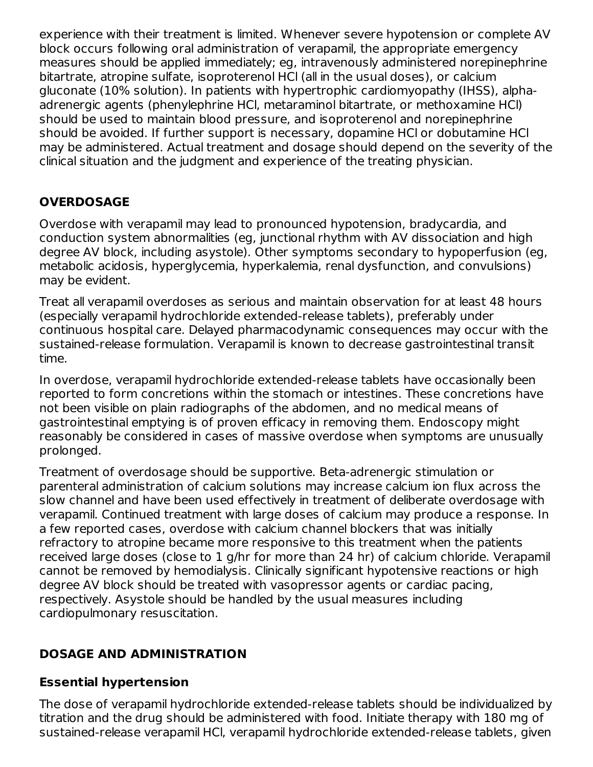experience with their treatment is limited. Whenever severe hypotension or complete AV block occurs following oral administration of verapamil, the appropriate emergency measures should be applied immediately; eg, intravenously administered norepinephrine bitartrate, atropine sulfate, isoproterenol HCl (all in the usual doses), or calcium gluconate (10% solution). In patients with hypertrophic cardiomyopathy (IHSS), alpha-adrenergic agents (phenylephrine HCl, metaraminol bitartrate, or methoxamine HCl) should be used to maintain blood pressure, and isoproterenol and norepinephrine should be avoided. If further support is necessary, dopamine HCl or dobutamine HCl may be administered. Actual treatment and dosage should depend on the severity of the clinical situation and the judgment and experience of the treating physician.

## OVERDOSAGE

Overdose with verapamil may lead to pronounced hypotension, bradycardia, and conduction system abnormalities (eg, junctional rhythm with AV dissociation and high degree AV block, including asystole). Other symptoms secondary to hypoperfusion (eg, metabolic acidosis, hyperglycemia, hyperkalemia, renal dysfunction, and convulsions) may be evident.

Treat all verapamil overdoses as serious and maintain observation for at least 48 hours (especially verapamil hydrochloride extended-release tablets), preferably under continuous hospital care. Delayed pharmacodynamic consequences may occur with the sustained-release formulation. Verapamil is known to decrease gastrointestinal transit time.

In overdose, verapamil hydrochloride extended-release tablets have occasionally been reported to form concretions within the stomach or intestines. These concretions have not been visible on plain radiographs of the abdomen, and no medical means of gastrointestinal emptying is of proven efficacy in removing them. Endoscopy might reasonably be considered in cases of massive overdose when symptoms are unusually prolonged.

Treatment of overdosage should be supportive. Beta-adrenergic stimulation or parenteral administration of calcium solutions may increase calcium ion flux across the slow channel and have been used effectively in treatment of deliberate overdosage with verapamil. Continued treatment with large doses of calcium may produce a response. In a few reported cases, overdose with calcium channel blockers that was initially refractory to atropine became more responsive to this treatment when the patients received large doses (close to 1 g/hr for more than 24 hr) of calcium chloride. Verapamil cannot be removed by hemodialysis. Clinically significant hypotensive reactions or high degree AV block should be treated with vasopressor agents or cardiac pacing, respectively. Asystole should be handled by the usual measures including cardiopulmonary resuscitation.

## DOSAGE AND ADMINISTRATION

### Essential hypertension

The dose of verapamil hydrochloride extended-release tablets should be individualized by titration and the drug should be administered with food. Initiate therapy with 180 mg of sustained-release verapamil HCl, verapamil hydrochloride extended-release tablets, given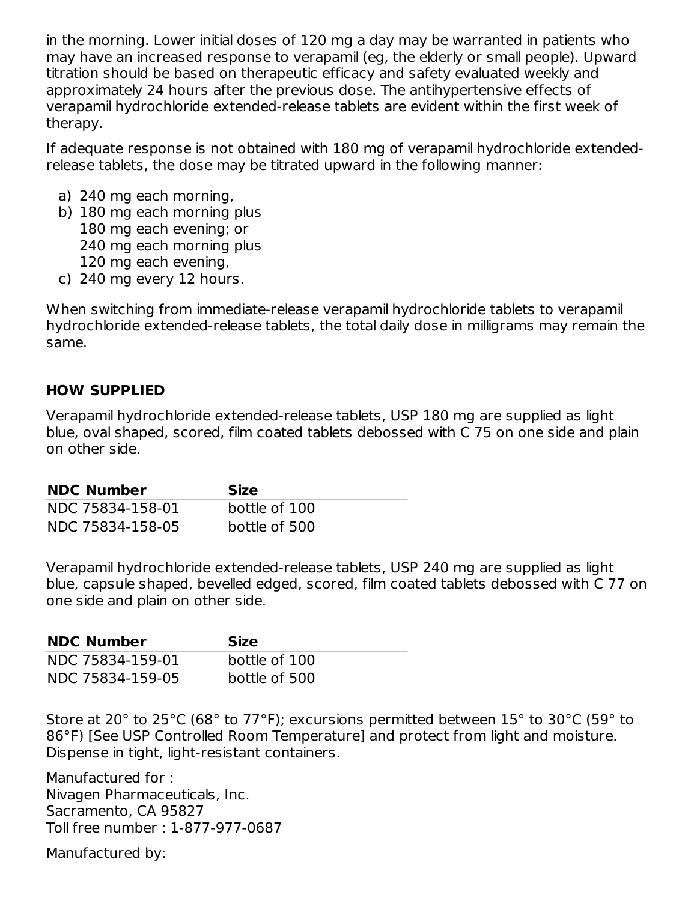in the morning. Lower initial doses of 120 mg a day may be warranted in patients who may have an increased response to verapamil (eg, the elderly or small people). Upward titration should be based on therapeutic efficacy and safety evaluated weekly and approximately 24 hours after the previous dose. The antihypertensive effects of verapamil hydrochloride extended-release tablets are evident within the first week of therapy.

If adequate response is not obtained with 180 mg of verapamil hydrochloride extended-release tablets, the dose may be titrated upward in the following manner:

a) 240 mg each morning,
b) 180 mg each morning plus
   180 mg each evening; or
   240 mg each morning plus
   120 mg each evening,
c) 240 mg every 12 hours.

When switching from immediate-release verapamil hydrochloride tablets to verapamil hydrochloride extended-release tablets, the total daily dose in milligrams may remain the same.

## HOW SUPPLIED

Verapamil hydrochloride extended-release tablets, USP 180 mg are supplied as light blue, oval shaped, scored, film coated tablets debossed with C 75 on one side and plain on other side.

| NDC Number | Size |
| --- | --- |
| NDC 75834-158-01 | bottle of 100 |
| NDC 75834-158-05 | bottle of 500 |

Verapamil hydrochloride extended-release tablets, USP 240 mg are supplied as light blue, capsule shaped, bevelled edged, scored, film coated tablets debossed with C 77 on one side and plain on other side.

| NDC Number | Size |
| --- | --- |
| NDC 75834-159-01 | bottle of 100 |
| NDC 75834-159-05 | bottle of 500 |

Store at 20° to 25°C (68° to 77°F); excursions permitted between 15° to 30°C (59° to 86°F) [See USP Controlled Room Temperature] and protect from light and moisture. Dispense in tight, light-resistant containers.

Manufactured for :
Nivagen Pharmaceuticals, Inc.
Sacramento, CA 95827
Toll free number : 1-877-977-0687

Manufactured by: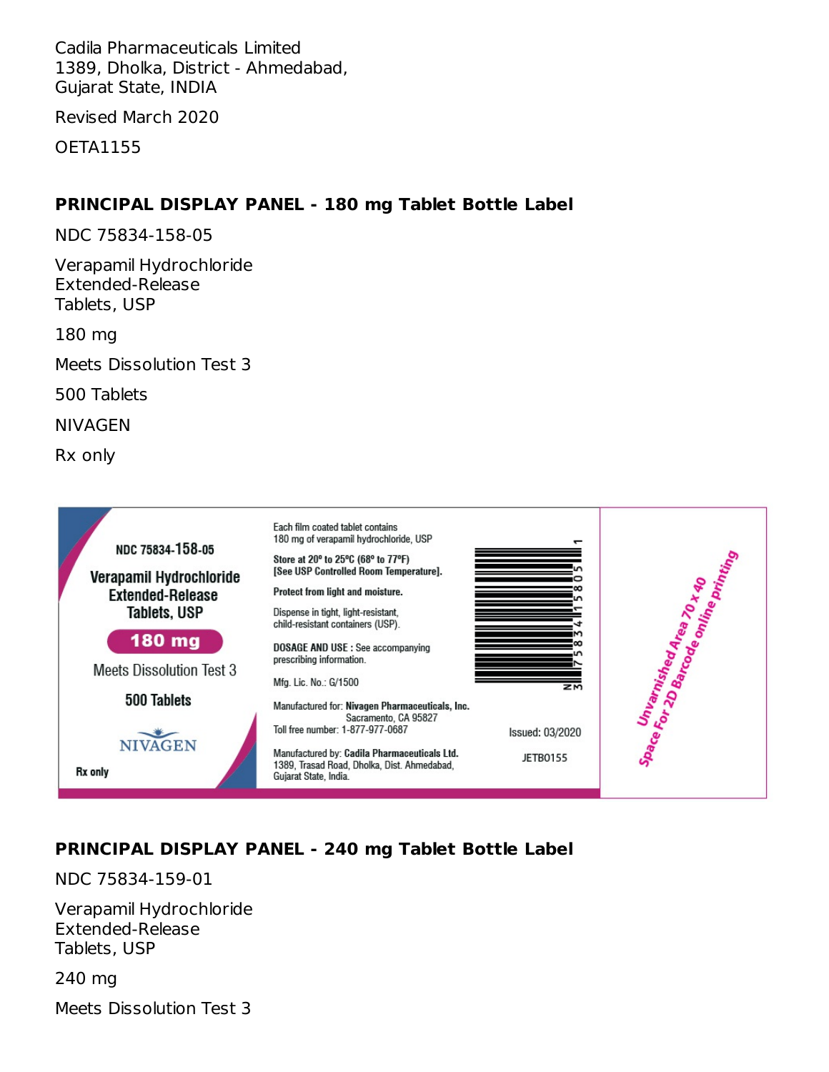Cadila Pharmaceuticals Limited
1389, Dholka, District - Ahmedabad,
Gujarat State, INDIA

Revised March 2020

OETA1155

## PRINCIPAL DISPLAY PANEL - 180 mg Tablet Bottle Label

NDC 75834-158-05

Verapamil Hydrochloride
Extended-Release
Tablets, USP

180 mg

Meets Dissolution Test 3

500 Tablets

NIVAGEN

Rx only

NDC 75834-158-05

Verapamil Hydrochloride Extended-Release Tablets, USP

180 mg

Meets Dissolution Test 3

500 Tablets

NIVAGEN

Rx only

Each film coated tablet contains 180 mg of verapamil hydrochloride, USP

**Store at 20° to 25°C (68° to 77°F) [See USP Controlled Room Temperature].**

**Protect from light and moisture.**

Dispense in tight, light-resistant, child-resistant containers (USP).

**DOSAGE AND USE :** See accompanying prescribing information.

Mfg. Lic. No.: G/1500

Manufactured for: **Nivagen Pharmaceuticals, Inc.**
Sacramento, CA 95827
Toll free number: 1-877-977-0687

Manufactured by: **Cadila Pharmaceuticals Ltd.**
1389, Trasad Road, Dholka, Dist. Ahmedabad, Gujarat State, India.

N 3 75834 15805 1

Issued: 03/2020

JETB0155

Unvarnished Area 70 x 40
Space For 2D Barcode online printing

## PRINCIPAL DISPLAY PANEL - 240 mg Tablet Bottle Label

NDC 75834-159-01

Verapamil Hydrochloride
Extended-Release
Tablets, USP

240 mg

Meets Dissolution Test 3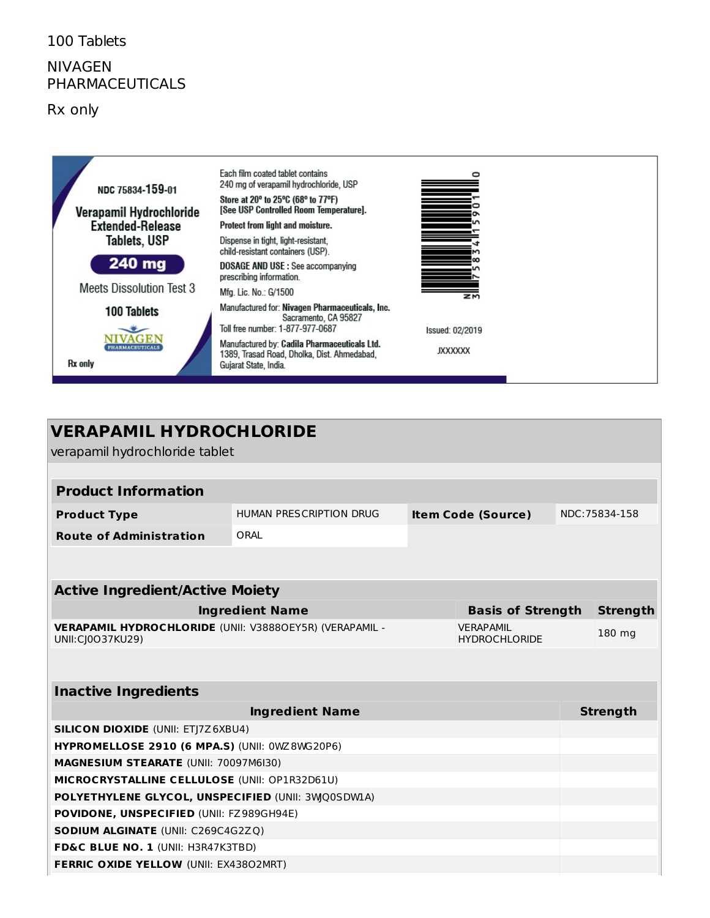100 Tablets

NIVAGEN PHARMACEUTICALS

Rx only

NDC 75834-159-01

Verapamil Hydrochloride Extended-Release Tablets, USP

240 mg

Meets Dissolution Test 3

100 Tablets

NIVAGEN PHARMACEUTICALS

Rx only

Each film coated tablet contains 240 mg of verapamil hydrochloride, USP

**Store at 20° to 25°C (68° to 77°F) [See USP Controlled Room Temperature].**

**Protect from light and moisture.**

Dispense in tight, light-resistant, child-resistant containers (USP).

**DOSAGE AND USE :** See accompanying prescribing information.

Mfg. Lic. No.: G/1500

Manufactured for: **Nivagen Pharmaceuticals, Inc.** Sacramento, CA 95827

Toll free number: 1-877-977-0687

Manufactured by: **Cadila Pharmaceuticals Ltd.** 1389, Trasad Road, Dholka, Dist. Ahmedabad, Gujarat State, India.

N 3 75834 15901 0

Issued: 02/2019

JXXXXXX

## VERAPAMIL HYDROCHLORIDE

verapamil hydrochloride tablet

### Product Information

| | | | |
|---|---|---|---|
| **Product Type** | HUMAN PRESCRIPTION DRUG | **Item Code (Source)** | NDC:75834-158 |
| **Route of Administration** | ORAL | | |

### Active Ingredient/Active Moiety

| Ingredient Name | Basis of Strength | Strength |
|---|---|---|
| **VERAPAMIL HYDROCHLORIDE** (UNII: V3888OEY5R) (VERAPAMIL - UNII:CJ0O37KU29) | VERAPAMIL HYDROCHLORIDE | 180 mg |

### Inactive Ingredients

| Ingredient Name | Strength |
|---|---|
| **SILICON DIOXIDE** (UNII: ETJ7Z6XBU4) | |
| **HYPROMELLOSE 2910 (6 MPA.S)** (UNII: 0WZ8WG20P6) | |
| **MAGNESIUM STEARATE** (UNII: 70097M6I30) | |
| **MICROCRYSTALLINE CELLULOSE** (UNII: OP1R32D61U) | |
| **POLYETHYLENE GLYCOL, UNSPECIFIED** (UNII: 3WJQ0SDW1A) | |
| **POVIDONE, UNSPECIFIED** (UNII: FZ989GH94E) | |
| **SODIUM ALGINATE** (UNII: C269C4G2ZQ) | |
| **FD&C BLUE NO. 1** (UNII: H3R47K3TBD) | |
| **FERRIC OXIDE YELLOW** (UNII: EX438O2MRT) | |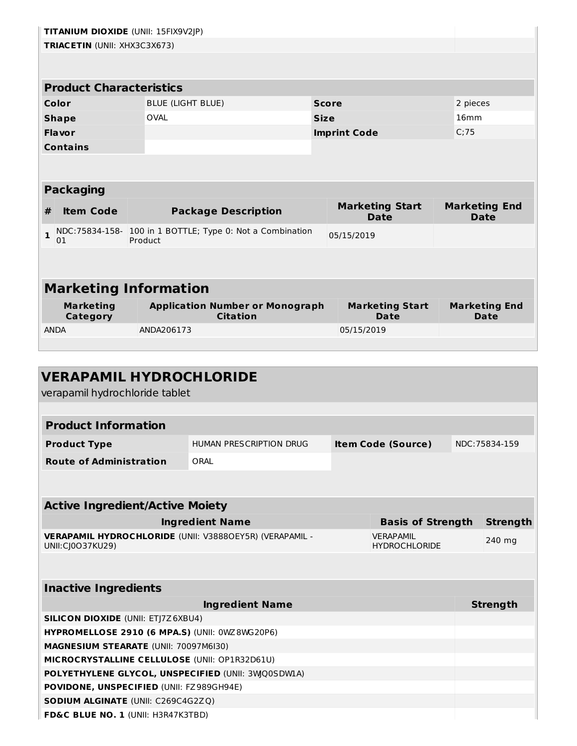| | |
|---|---|
| **TITANIUM DIOXIDE** (UNII: 15FIX9V2JP) | |
| **TRIACETIN** (UNII: XHX3C3X673) | |

| **Product Characteristics** | | | |
|---|---|---|---|
| **Color** | BLUE (LIGHT BLUE) | **Score** | 2 pieces |
| **Shape** | OVAL | **Size** | 16mm |
| **Flavor** | | **Imprint Code** | C;75 |
| **Contains** | | | |

| **Packaging** | | | | |
|---|---|---|---|---|
| **#** | **Item Code** | **Package Description** | **Marketing Start Date** | **Marketing End Date** |
| **1** | NDC:75834-158-01 | 100 in 1 BOTTLE; Type 0: Not a Combination Product | 05/15/2019 | |

| **Marketing Information** | | | |
|---|---|---|---|
| **Marketing Category** | **Application Number or Monograph Citation** | **Marketing Start Date** | **Marketing End Date** |
| ANDA | ANDA206173 | 05/15/2019 | |

## VERAPAMIL HYDROCHLORIDE

verapamil hydrochloride tablet

| **Product Information** | | | |
|---|---|---|---|
| **Product Type** | HUMAN PRESCRIPTION DRUG | **Item Code (Source)** | NDC:75834-159 |
| **Route of Administration** | ORAL | | |

| **Active Ingredient/Active Moiety** | | |
|---|---|---|
| **Ingredient Name** | **Basis of Strength** | **Strength** |
| **VERAPAMIL HYDROCHLORIDE** (UNII: V3888OEY5R) (VERAPAMIL - UNII:CJ0O37KU29) | VERAPAMIL HYDROCHLORIDE | 240 mg |

| **Inactive Ingredients** | |
|---|---|
| **Ingredient Name** | **Strength** |
| **SILICON DIOXIDE** (UNII: ETJ7Z6XBU4) | |
| **HYPROMELLOSE 2910 (6 MPA.S)** (UNII: 0WZ8WG20P6) | |
| **MAGNESIUM STEARATE** (UNII: 70097M6I30) | |
| **MICROCRYSTALLINE CELLULOSE** (UNII: OP1R32D61U) | |
| **POLYETHYLENE GLYCOL, UNSPECIFIED** (UNII: 3WJQ0SDW1A) | |
| **POVIDONE, UNSPECIFIED** (UNII: FZ989GH94E) | |
| **SODIUM ALGINATE** (UNII: C269C4G2ZQ) | |
| **FD&C BLUE NO. 1** (UNII: H3R47K3TBD) | |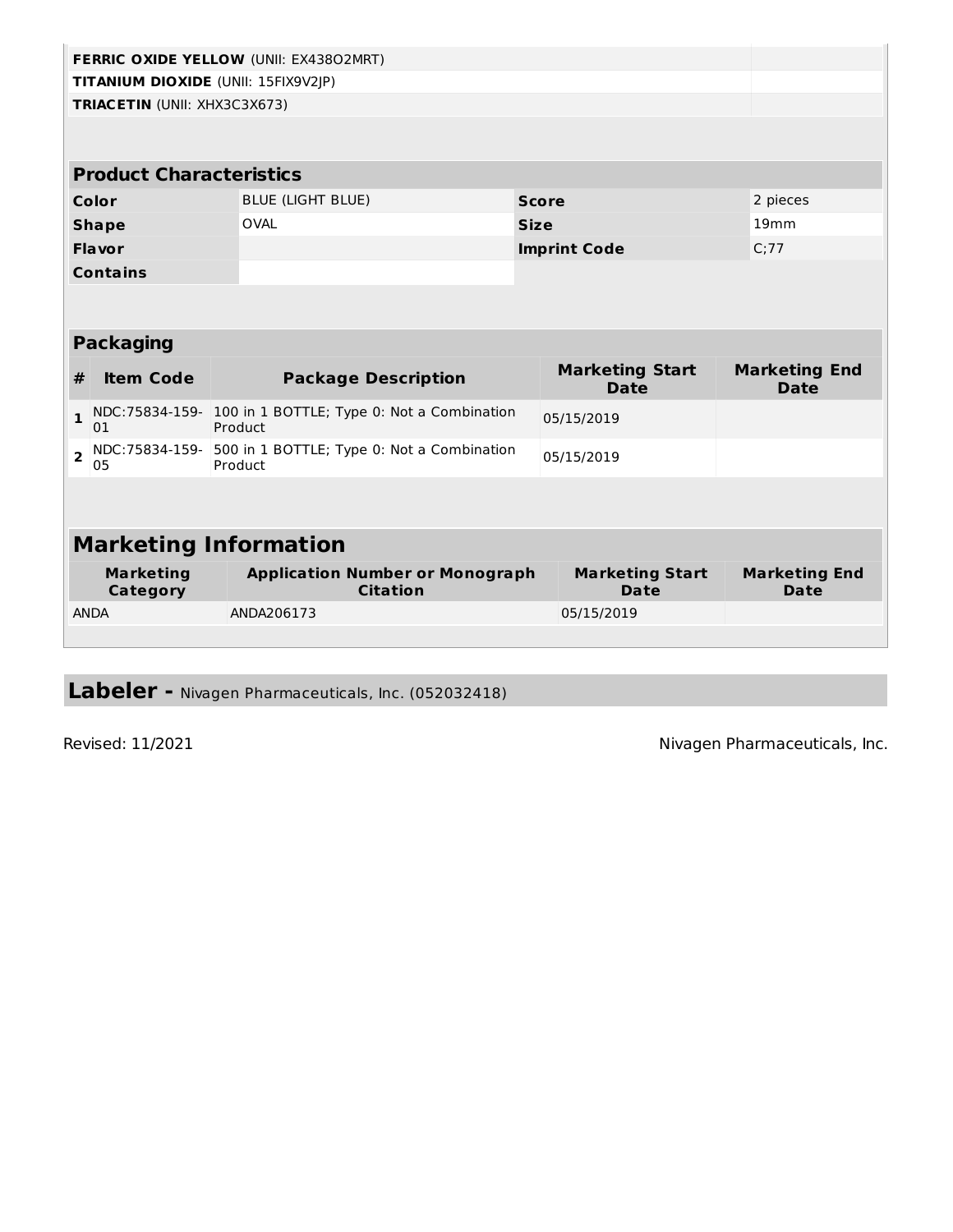| | |
|---|---|
| **FERRIC OXIDE YELLOW** (UNII: EX438O2MRT) | |
| **TITANIUM DIOXIDE** (UNII: 15FIX9V2JP) | |
| **TRIACETIN** (UNII: XHX3C3X673) | |

## Product Characteristics

| | | | |
|---|---|---|---|
| **Color** | BLUE (LIGHT BLUE) | **Score** | 2 pieces |
| **Shape** | OVAL | **Size** | 19mm |
| **Flavor** | | **Imprint Code** | C;77 |
| **Contains** | | | |

## Packaging

| # | Item Code | Package Description | Marketing Start Date | Marketing End Date |
|---|---|---|---|---|
| 1 | NDC:75834-159-01 | 100 in 1 BOTTLE; Type 0: Not a Combination Product | 05/15/2019 | |
| 2 | NDC:75834-159-05 | 500 in 1 BOTTLE; Type 0: Not a Combination Product | 05/15/2019 | |

## Marketing Information

| Marketing Category | Application Number or Monograph Citation | Marketing Start Date | Marketing End Date |
|---|---|---|---|
| ANDA | ANDA206173 | 05/15/2019 | |

**Labeler -** Nivagen Pharmaceuticals, Inc. (052032418)

Revised: 11/2021

Nivagen Pharmaceuticals, Inc.